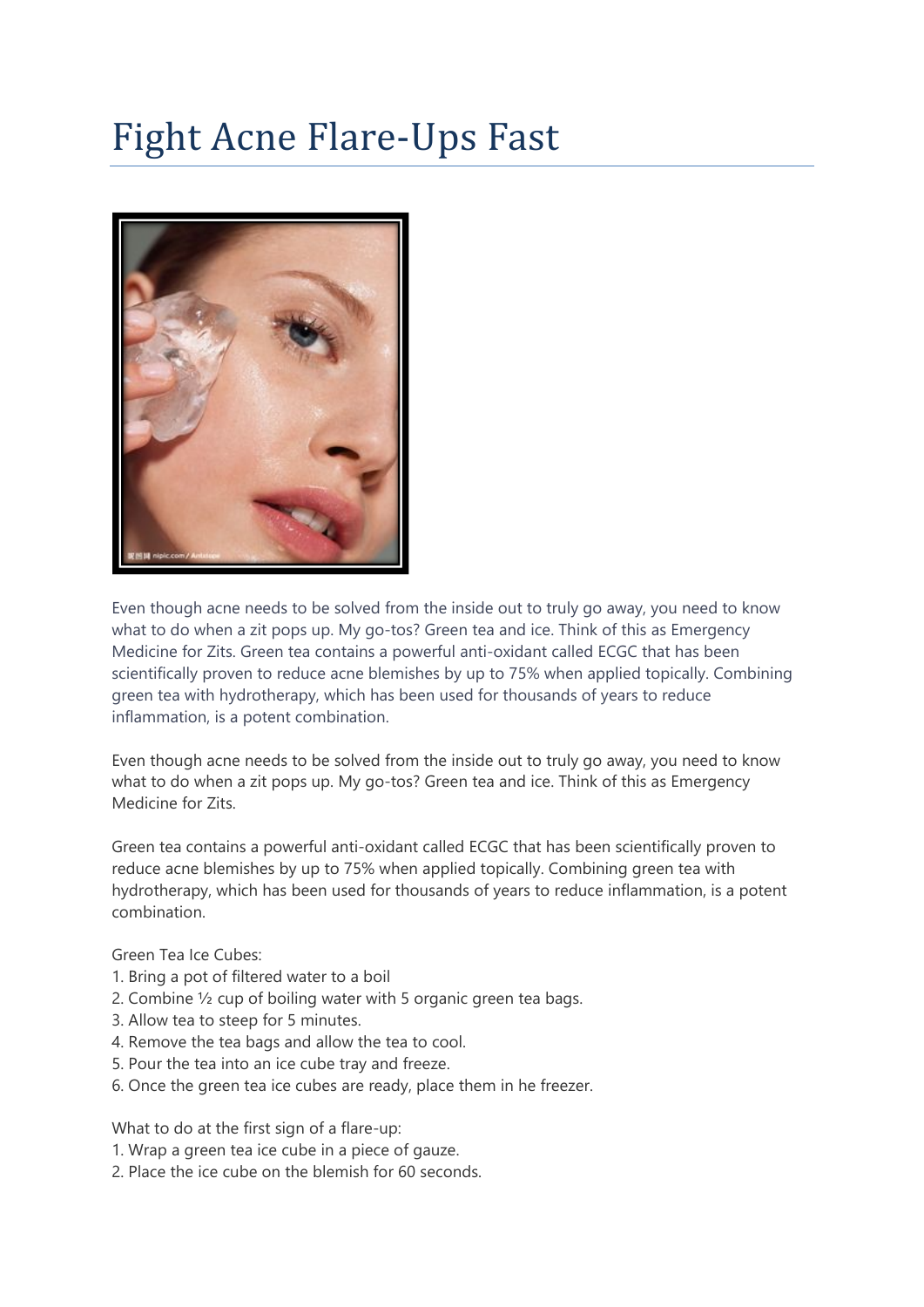# Fight Acne Flare-Ups Fast

Even though acne needs to be solved from the inside out to truly go away, you need to know what to do when a zit pops up. My go-tos? Green tea and ice. Think of this as Emergency Medicine for Zits. Green tea contains a powerful anti-oxidant called ECGC that has been scientifically proven to reduce acne blemishes by up to 75% when applied topically. Combining green tea with hydrotherapy, which has been used for thousands of years to reduce inflammation, is a potent combination.

Even though acne needs to be solved from the inside out to truly go away, you need to know what to do when a zit pops up. My go-tos? Green tea and ice. Think of this as Emergency Medicine for Zits.

Green tea contains a powerful anti-oxidant called ECGC that has been scientifically proven to reduce acne blemishes by up to 75% when applied topically. Combining green tea with hydrotherapy, which has been used for thousands of years to reduce inflammation, is a potent combination.

Green Tea Ice Cubes:

1. Bring a pot of filtered water to a boil
2. Combine ½ cup of boiling water with 5 organic green tea bags.
3. Allow tea to steep for 5 minutes.
4. Remove the tea bags and allow the tea to cool.
5. Pour the tea into an ice cube tray and freeze.
6. Once the green tea ice cubes are ready, place them in he freezer.

What to do at the first sign of a flare-up:

1. Wrap a green tea ice cube in a piece of gauze.
2. Place the ice cube on the blemish for 60 seconds.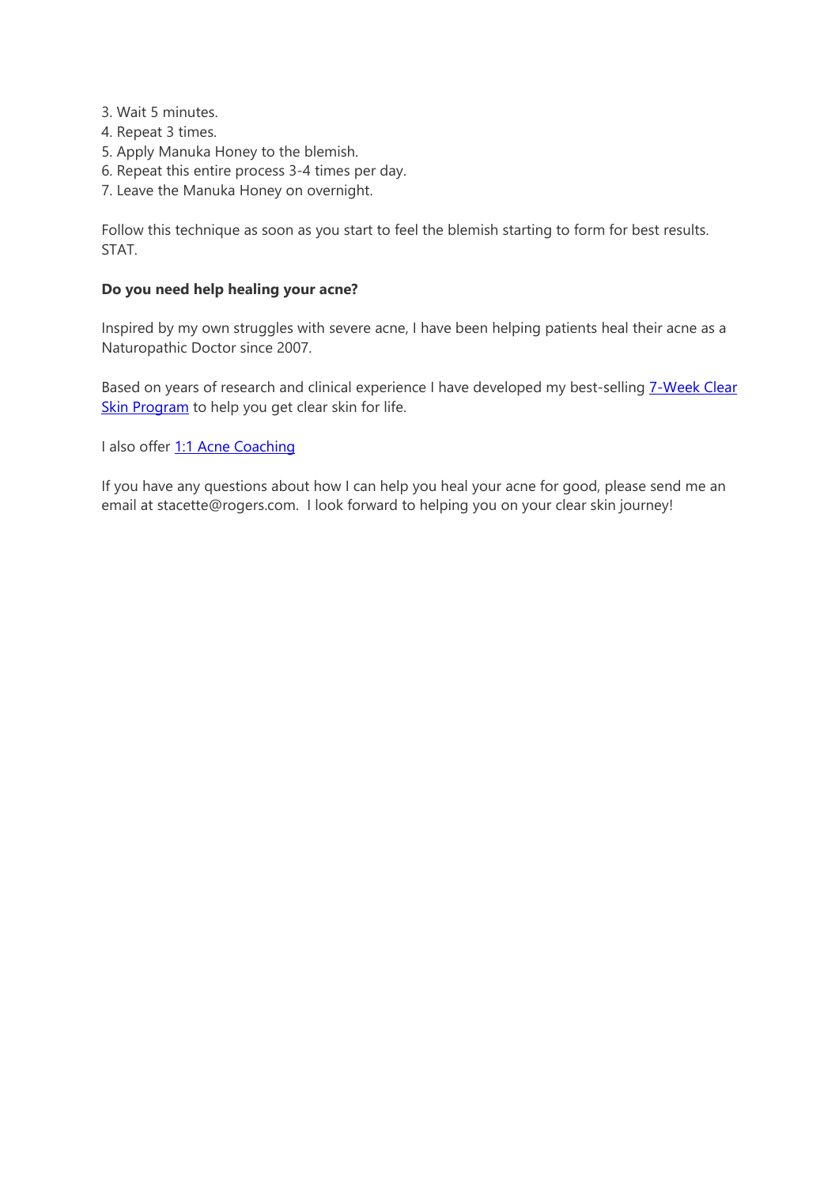3. Wait 5 minutes.
4. Repeat 3 times.
5. Apply Manuka Honey to the blemish.
6. Repeat this entire process 3-4 times per day.
7. Leave the Manuka Honey on overnight.

Follow this technique as soon as you start to feel the blemish starting to form for best results. STAT.

**Do you need help healing your acne?**

Inspired by my own struggles with severe acne, I have been helping patients heal their acne as a Naturopathic Doctor since 2007.

Based on years of research and clinical experience I have developed my best-selling 7-Week Clear Skin Program to help you get clear skin for life.

I also offer 1:1 Acne Coaching

If you have any questions about how I can help you heal your acne for good, please send me an email at stacette@rogers.com. I look forward to helping you on your clear skin journey!